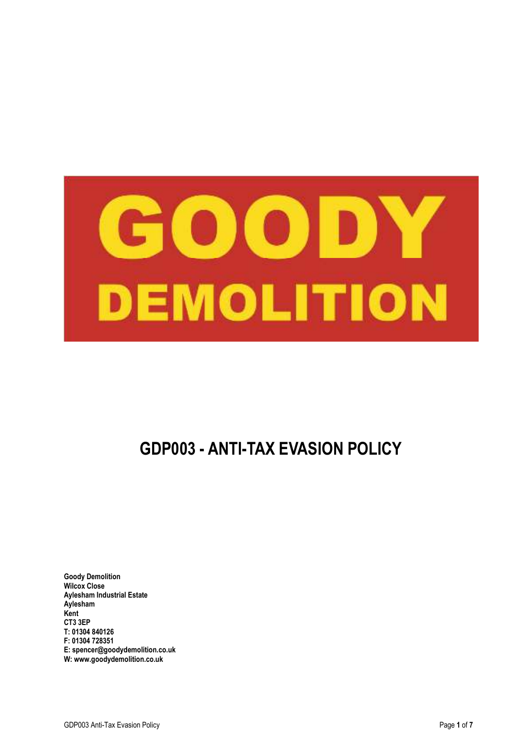GOODY DEMOLITION

# GDP003 - ANTI-TAX EVASION POLICY

**Goody Demolition**
**Wilcox Close**
**Aylesham Industrial Estate**
**Aylesham**
**Kent**
**CT3 3EP**
**T: 01304 840126**
**F: 01304 728351**
**E: spencer@goodydemolition.co.uk**
**W: www.goodydemolition.co.uk**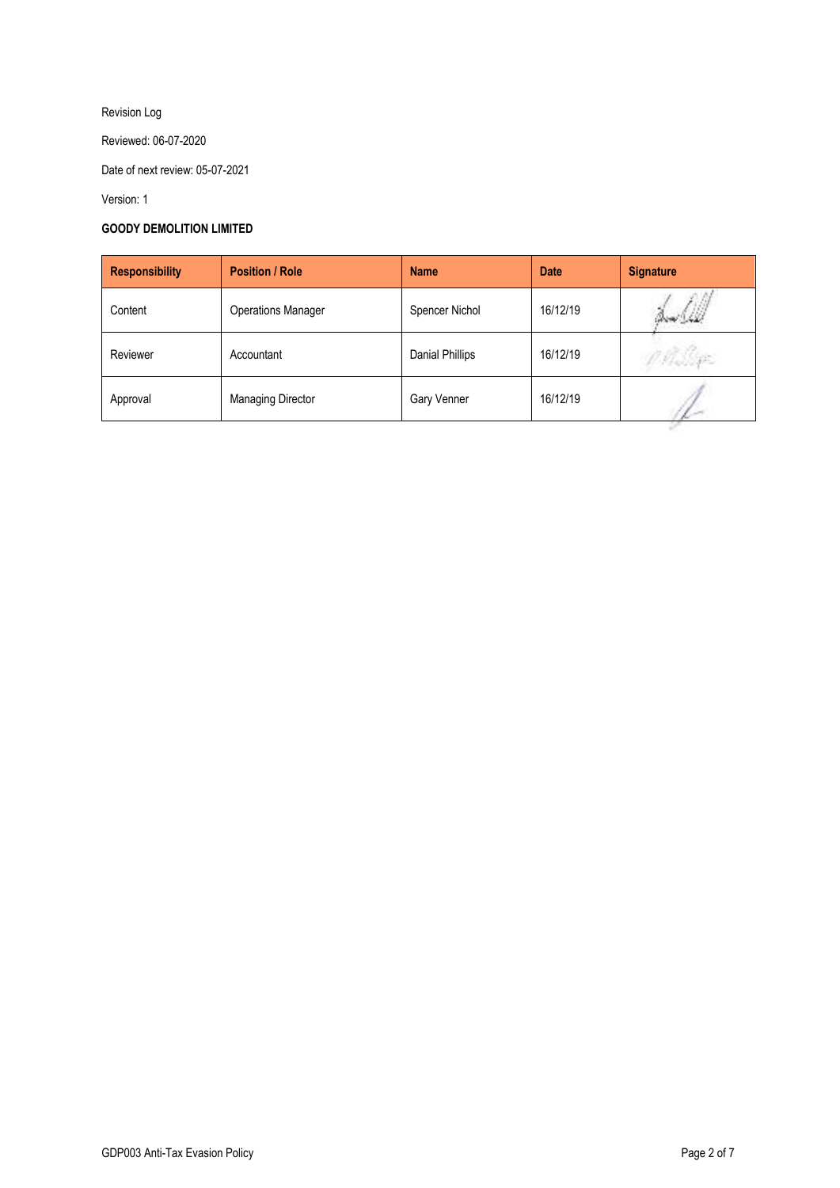Revision Log

Reviewed: 06-07-2020

Date of next review: 05-07-2021

Version: 1

**GOODY DEMOLITION LIMITED**

| Responsibility | Position / Role | Name | Date | Signature |
| --- | --- | --- | --- | --- |
| Content | Operations Manager | Spencer Nichol | 16/12/19 | |
| Reviewer | Accountant | Danial Phillips | 16/12/19 | |
| Approval | Managing Director | Gary Venner | 16/12/19 | |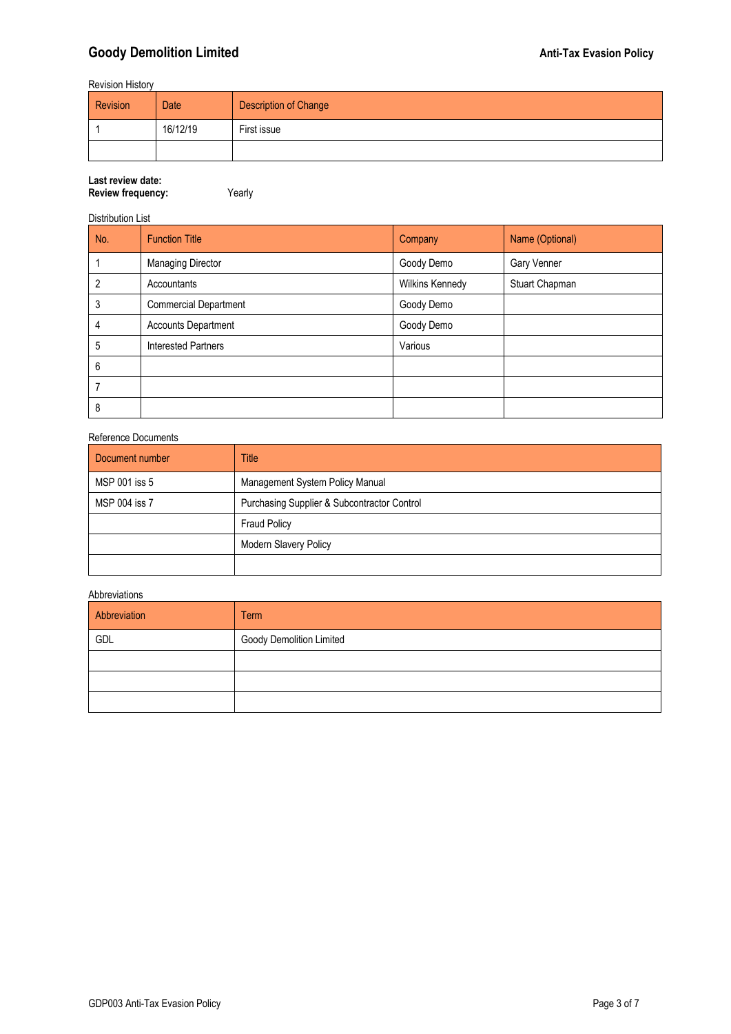Revision History

| Revision | Date | Description of Change |
| --- | --- | --- |
| 1 | 16/12/19 | First issue |
| | | |

**Last review date:**
**Review frequency:** Yearly

Distribution List

| No. | Function Title | Company | Name (Optional) |
| --- | --- | --- | --- |
| 1 | Managing Director | Goody Demo | Gary Venner |
| 2 | Accountants | Wilkins Kennedy | Stuart Chapman |
| 3 | Commercial Department | Goody Demo | |
| 4 | Accounts Department | Goody Demo | |
| 5 | Interested Partners | Various | |
| 6 | | | |
| 7 | | | |
| 8 | | | |

Reference Documents

| Document number | Title |
| --- | --- |
| MSP 001 iss 5 | Management System Policy Manual |
| MSP 004 iss 7 | Purchasing Supplier & Subcontractor Control |
| | Fraud Policy |
| | Modern Slavery Policy |
| | |

Abbreviations

| Abbreviation | Term |
| --- | --- |
| GDL | Goody Demolition Limited |
| | |
| | |
| | |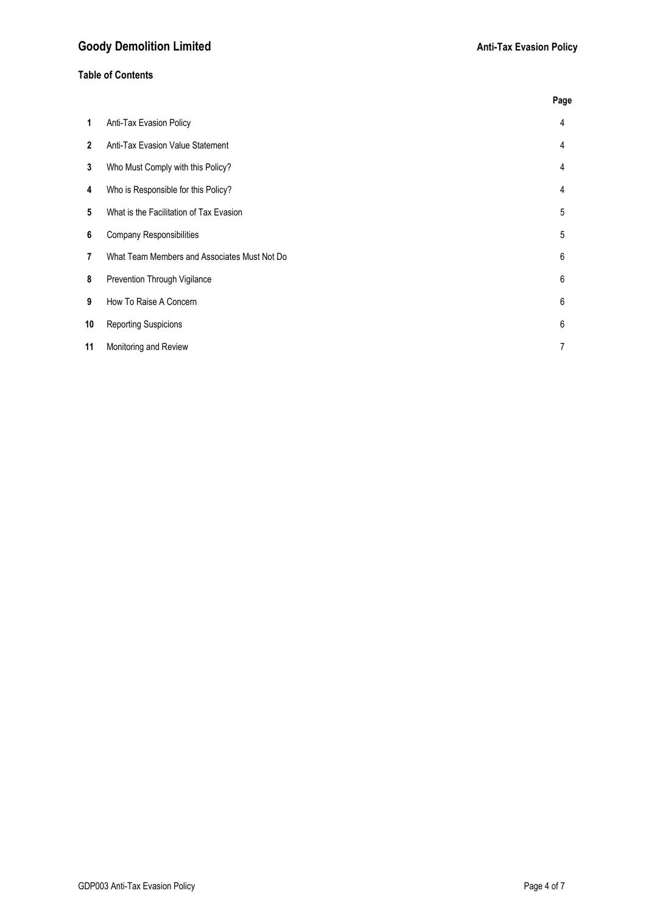**Table of Contents**

| | | Page |
|---|---|---|
| **1** | Anti-Tax Evasion Policy | 4 |
| **2** | Anti-Tax Evasion Value Statement | 4 |
| **3** | Who Must Comply with this Policy? | 4 |
| **4** | Who is Responsible for this Policy? | 4 |
| **5** | What is the Facilitation of Tax Evasion | 5 |
| **6** | Company Responsibilities | 5 |
| **7** | What Team Members and Associates Must Not Do | 6 |
| **8** | Prevention Through Vigilance | 6 |
| **9** | How To Raise A Concern | 6 |
| **10** | Reporting Suspicions | 6 |
| **11** | Monitoring and Review | 7 |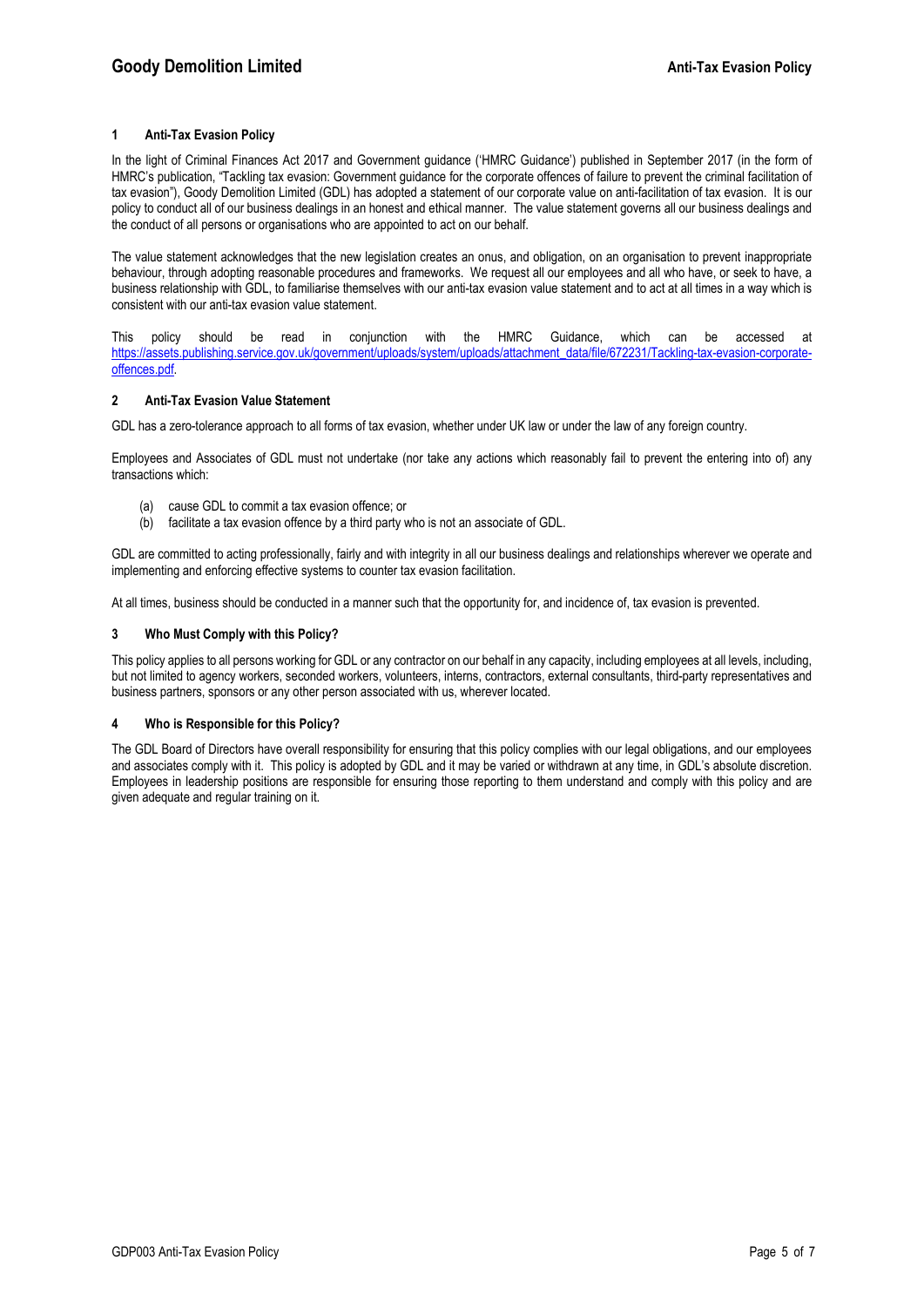## 1 Anti-Tax Evasion Policy

In the light of Criminal Finances Act 2017 and Government guidance ('HMRC Guidance') published in September 2017 (in the form of HMRC's publication, "Tackling tax evasion: Government guidance for the corporate offences of failure to prevent the criminal facilitation of tax evasion"), Goody Demolition Limited (GDL) has adopted a statement of our corporate value on anti-facilitation of tax evasion. It is our policy to conduct all of our business dealings in an honest and ethical manner. The value statement governs all our business dealings and the conduct of all persons or organisations who are appointed to act on our behalf.

The value statement acknowledges that the new legislation creates an onus, and obligation, on an organisation to prevent inappropriate behaviour, through adopting reasonable procedures and frameworks. We request all our employees and all who have, or seek to have, a business relationship with GDL, to familiarise themselves with our anti-tax evasion value statement and to act at all times in a way which is consistent with our anti-tax evasion value statement.

This policy should be read in conjunction with the HMRC Guidance, which can be accessed at [https://assets.publishing.service.gov.uk/government/uploads/system/uploads/attachment_data/file/672231/Tackling-tax-evasion-corporate-offences.pdf](https://assets.publishing.service.gov.uk/government/uploads/system/uploads/attachment_data/file/672231/Tackling-tax-evasion-corporate-offences.pdf).

## 2 Anti-Tax Evasion Value Statement

GDL has a zero-tolerance approach to all forms of tax evasion, whether under UK law or under the law of any foreign country.

Employees and Associates of GDL must not undertake (nor take any actions which reasonably fail to prevent the entering into of) any transactions which:

(a) cause GDL to commit a tax evasion offence; or
(b) facilitate a tax evasion offence by a third party who is not an associate of GDL.

GDL are committed to acting professionally, fairly and with integrity in all our business dealings and relationships wherever we operate and implementing and enforcing effective systems to counter tax evasion facilitation.

At all times, business should be conducted in a manner such that the opportunity for, and incidence of, tax evasion is prevented.

## 3 Who Must Comply with this Policy?

This policy applies to all persons working for GDL or any contractor on our behalf in any capacity, including employees at all levels, including, but not limited to agency workers, seconded workers, volunteers, interns, contractors, external consultants, third-party representatives and business partners, sponsors or any other person associated with us, wherever located.

## 4 Who is Responsible for this Policy?

The GDL Board of Directors have overall responsibility for ensuring that this policy complies with our legal obligations, and our employees and associates comply with it. This policy is adopted by GDL and it may be varied or withdrawn at any time, in GDL's absolute discretion. Employees in leadership positions are responsible for ensuring those reporting to them understand and comply with this policy and are given adequate and regular training on it.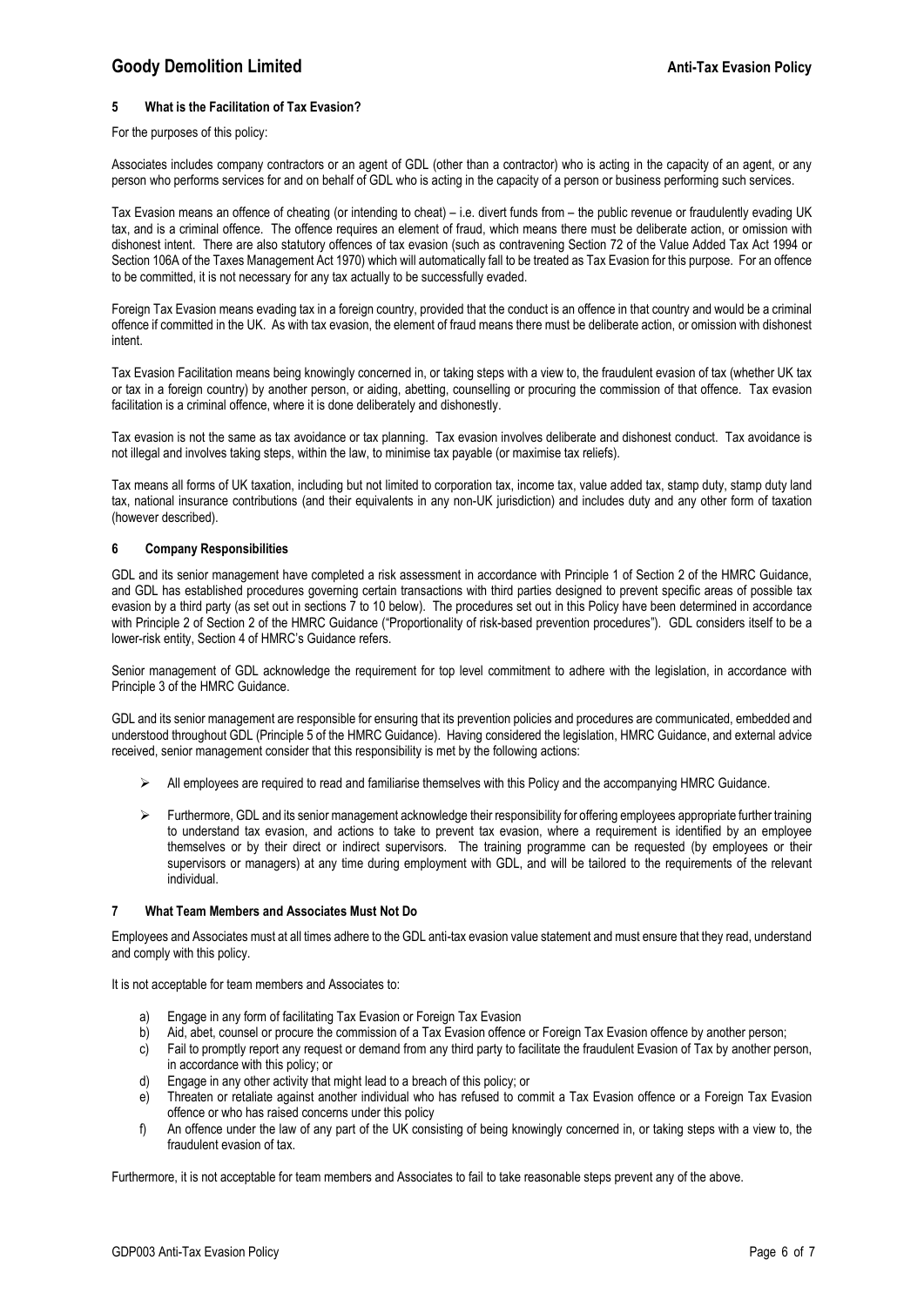## 5 What is the Facilitation of Tax Evasion?

For the purposes of this policy:

Associates includes company contractors or an agent of GDL (other than a contractor) who is acting in the capacity of an agent, or any person who performs services for and on behalf of GDL who is acting in the capacity of a person or business performing such services.

Tax Evasion means an offence of cheating (or intending to cheat) – i.e. divert funds from – the public revenue or fraudulently evading UK tax, and is a criminal offence. The offence requires an element of fraud, which means there must be deliberate action, or omission with dishonest intent. There are also statutory offences of tax evasion (such as contravening Section 72 of the Value Added Tax Act 1994 or Section 106A of the Taxes Management Act 1970) which will automatically fall to be treated as Tax Evasion for this purpose. For an offence to be committed, it is not necessary for any tax actually to be successfully evaded.

Foreign Tax Evasion means evading tax in a foreign country, provided that the conduct is an offence in that country and would be a criminal offence if committed in the UK. As with tax evasion, the element of fraud means there must be deliberate action, or omission with dishonest intent.

Tax Evasion Facilitation means being knowingly concerned in, or taking steps with a view to, the fraudulent evasion of tax (whether UK tax or tax in a foreign country) by another person, or aiding, abetting, counselling or procuring the commission of that offence. Tax evasion facilitation is a criminal offence, where it is done deliberately and dishonestly.

Tax evasion is not the same as tax avoidance or tax planning. Tax evasion involves deliberate and dishonest conduct. Tax avoidance is not illegal and involves taking steps, within the law, to minimise tax payable (or maximise tax reliefs).

Tax means all forms of UK taxation, including but not limited to corporation tax, income tax, value added tax, stamp duty, stamp duty land tax, national insurance contributions (and their equivalents in any non-UK jurisdiction) and includes duty and any other form of taxation (however described).

## 6 Company Responsibilities

GDL and its senior management have completed a risk assessment in accordance with Principle 1 of Section 2 of the HMRC Guidance, and GDL has established procedures governing certain transactions with third parties designed to prevent specific areas of possible tax evasion by a third party (as set out in sections 7 to 10 below). The procedures set out in this Policy have been determined in accordance with Principle 2 of Section 2 of the HMRC Guidance ("Proportionality of risk-based prevention procedures"). GDL considers itself to be a lower-risk entity, Section 4 of HMRC's Guidance refers.

Senior management of GDL acknowledge the requirement for top level commitment to adhere with the legislation, in accordance with Principle 3 of the HMRC Guidance.

GDL and its senior management are responsible for ensuring that its prevention policies and procedures are communicated, embedded and understood throughout GDL (Principle 5 of the HMRC Guidance). Having considered the legislation, HMRC Guidance, and external advice received, senior management consider that this responsibility is met by the following actions:

- All employees are required to read and familiarise themselves with this Policy and the accompanying HMRC Guidance.
- Furthermore, GDL and its senior management acknowledge their responsibility for offering employees appropriate further training to understand tax evasion, and actions to take to prevent tax evasion, where a requirement is identified by an employee themselves or by their direct or indirect supervisors. The training programme can be requested (by employees or their supervisors or managers) at any time during employment with GDL, and will be tailored to the requirements of the relevant individual.

## 7 What Team Members and Associates Must Not Do

Employees and Associates must at all times adhere to the GDL anti-tax evasion value statement and must ensure that they read, understand and comply with this policy.

It is not acceptable for team members and Associates to:

a) Engage in any form of facilitating Tax Evasion or Foreign Tax Evasion
b) Aid, abet, counsel or procure the commission of a Tax Evasion offence or Foreign Tax Evasion offence by another person;
c) Fail to promptly report any request or demand from any third party to facilitate the fraudulent Evasion of Tax by another person, in accordance with this policy; or
d) Engage in any other activity that might lead to a breach of this policy; or
e) Threaten or retaliate against another individual who has refused to commit a Tax Evasion offence or a Foreign Tax Evasion offence or who has raised concerns under this policy
f) An offence under the law of any part of the UK consisting of being knowingly concerned in, or taking steps with a view to, the fraudulent evasion of tax.

Furthermore, it is not acceptable for team members and Associates to fail to take reasonable steps prevent any of the above.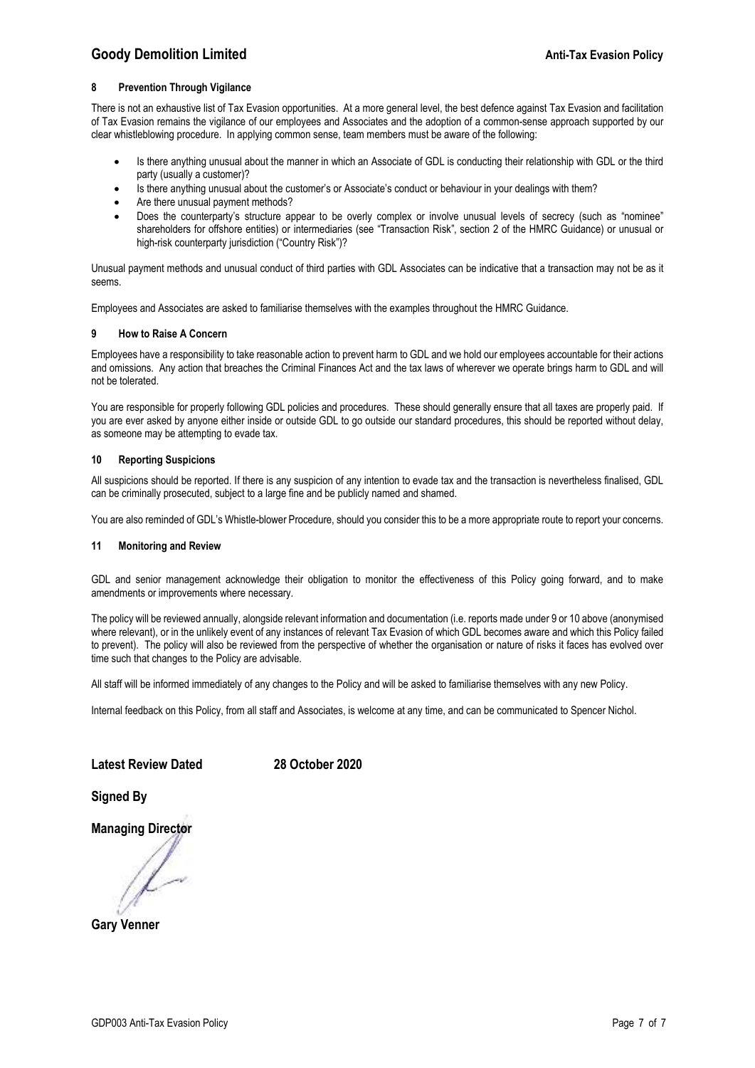## 8 Prevention Through Vigilance

There is not an exhaustive list of Tax Evasion opportunities. At a more general level, the best defence against Tax Evasion and facilitation of Tax Evasion remains the vigilance of our employees and Associates and the adoption of a common-sense approach supported by our clear whistleblowing procedure. In applying common sense, team members must be aware of the following:

- Is there anything unusual about the manner in which an Associate of GDL is conducting their relationship with GDL or the third party (usually a customer)?
- Is there anything unusual about the customer's or Associate's conduct or behaviour in your dealings with them?
- Are there unusual payment methods?
- Does the counterparty's structure appear to be overly complex or involve unusual levels of secrecy (such as "nominee" shareholders for offshore entities) or intermediaries (see "Transaction Risk", section 2 of the HMRC Guidance) or unusual or high-risk counterparty jurisdiction ("Country Risk")?

Unusual payment methods and unusual conduct of third parties with GDL Associates can be indicative that a transaction may not be as it seems.

Employees and Associates are asked to familiarise themselves with the examples throughout the HMRC Guidance.

## 9 How to Raise A Concern

Employees have a responsibility to take reasonable action to prevent harm to GDL and we hold our employees accountable for their actions and omissions. Any action that breaches the Criminal Finances Act and the tax laws of wherever we operate brings harm to GDL and will not be tolerated.

You are responsible for properly following GDL policies and procedures. These should generally ensure that all taxes are properly paid. If you are ever asked by anyone either inside or outside GDL to go outside our standard procedures, this should be reported without delay, as someone may be attempting to evade tax.

## 10 Reporting Suspicions

All suspicions should be reported. If there is any suspicion of any intention to evade tax and the transaction is nevertheless finalised, GDL can be criminally prosecuted, subject to a large fine and be publicly named and shamed.

You are also reminded of GDL's Whistle-blower Procedure, should you consider this to be a more appropriate route to report your concerns.

## 11 Monitoring and Review

GDL and senior management acknowledge their obligation to monitor the effectiveness of this Policy going forward, and to make amendments or improvements where necessary.

The policy will be reviewed annually, alongside relevant information and documentation (i.e. reports made under 9 or 10 above (anonymised where relevant), or in the unlikely event of any instances of relevant Tax Evasion of which GDL becomes aware and which this Policy failed to prevent). The policy will also be reviewed from the perspective of whether the organisation or nature of risks it faces has evolved over time such that changes to the Policy are advisable.

All staff will be informed immediately of any changes to the Policy and will be asked to familiarise themselves with any new Policy.

Internal feedback on this Policy, from all staff and Associates, is welcome at any time, and can be communicated to Spencer Nichol.

**Latest Review Dated** **28 October 2020**

**Signed By**

**Managing Director**

**Gary Venner**